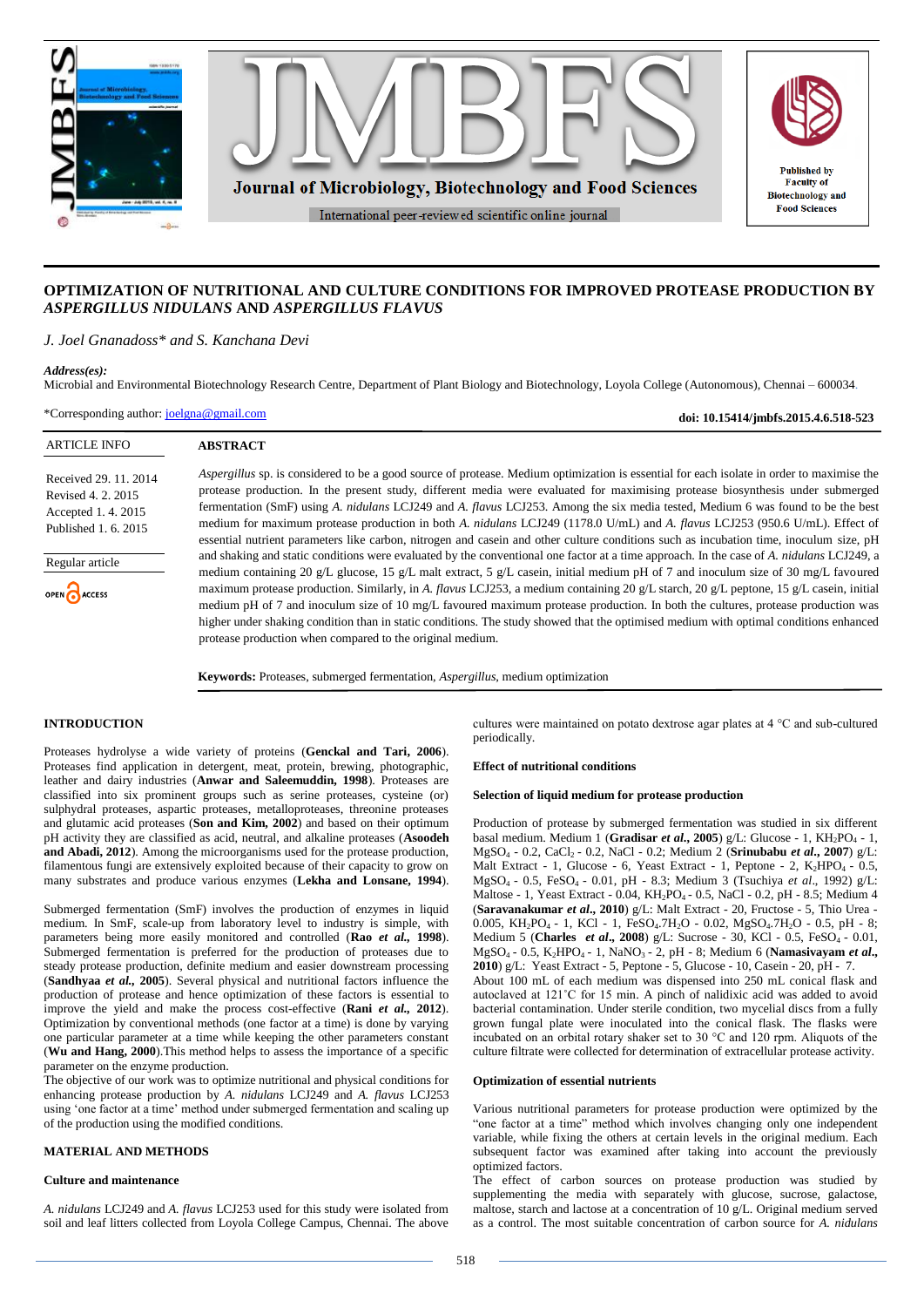# OPTIMIZATION OF NUTRITIONAL AND CULTURE CONDITIONS FOR IMPROVED PROTEASE PRODUCTION BY *ASPERGILLUS NIDULANS* AND *ASPERGILLUS FLAVUS*

*J. Joel Gnanadoss\* and S. Kanchana Devi*

***Address(es):***
Microbial and Environmental Biotechnology Research Centre, Department of Plant Biology and Biotechnology, Loyola College (Autonomous), Chennai – 600034.

\*Corresponding author: joelgna@gmail.com

**doi: 10.15414/jmbfs.2015.4.6.518-523**

ARTICLE INFO

Received 29. 11. 2014
Revised 4. 2. 2015
Accepted 1. 4. 2015
Published 1. 6. 2015

Regular article

OPEN ACCESS

## ABSTRACT

*Aspergillus* sp. is considered to be a good source of protease. Medium optimization is essential for each isolate in order to maximise the protease production. In the present study, different media were evaluated for maximising protease biosynthesis under submerged fermentation (SmF) using *A. nidulans* LCJ249 and *A. flavus* LCJ253. Among the six media tested, Medium 6 was found to be the best medium for maximum protease production in both *A. nidulans* LCJ249 (1178.0 U/mL) and *A. flavus* LCJ253 (950.6 U/mL). Effect of essential nutrient parameters like carbon, nitrogen and casein and other culture conditions such as incubation time, inoculum size, pH and shaking and static conditions were evaluated by the conventional one factor at a time approach. In the case of *A. nidulans* LCJ249, a medium containing 20 g/L glucose, 15 g/L malt extract, 5 g/L casein, initial medium pH of 7 and inoculum size of 30 mg/L favoured maximum protease production. Similarly, in *A. flavus* LCJ253, a medium containing 20 g/L starch, 20 g/L peptone, 15 g/L casein, initial medium pH of 7 and inoculum size of 10 mg/L favoured maximum protease production. In both the cultures, protease production was higher under shaking condition than in static conditions. The study showed that the optimised medium with optimal conditions enhanced protease production when compared to the original medium.

**Keywords:** Proteases, submerged fermentation, *Aspergillus*, medium optimization

## INTRODUCTION

Proteases hydrolyse a wide variety of proteins (**Genckal and Tari, 2006**). Proteases find application in detergent, meat, protein, brewing, photographic, leather and dairy industries (**Anwar and Saleemuddin, 1998**). Proteases are classified into six prominent groups such as serine proteases, cysteine (or) sulphydral proteases, aspartic proteases, metalloproteases, threonine proteases and glutamic acid proteases (**Son and Kim, 2002**) and based on their optimum pH activity they are classified as acid, neutral, and alkaline proteases (**Asoodeh and Abadi, 2012**). Among the microorganisms used for the protease production, filamentous fungi are extensively exploited because of their capacity to grow on many substrates and produce various enzymes (**Lekha and Lonsane, 1994**).

Submerged fermentation (SmF) involves the production of enzymes in liquid medium. In SmF, scale-up from laboratory level to industry is simple, with parameters being more easily monitored and controlled (**Rao *et al.*, 1998**). Submerged fermentation is preferred for the production of proteases due to steady protease production, definite medium and easier downstream processing (**Sandhyaa *et al.*, 2005**). Several physical and nutritional factors influence the production of protease and hence optimization of these factors is essential to improve the yield and make the process cost-effective (**Rani *et al.*, 2012**). Optimization by conventional methods (one factor at a time) is done by varying one particular parameter at a time while keeping the other parameters constant (**Wu and Hang, 2000**).This method helps to assess the importance of a specific parameter on the enzyme production.
The objective of our work was to optimize nutritional and physical conditions for enhancing protease production by *A. nidulans* LCJ249 and *A. flavus* LCJ253 using 'one factor at a time' method under submerged fermentation and scaling up of the production using the modified conditions.

## MATERIAL AND METHODS

### Culture and maintenance

*A. nidulans* LCJ249 and *A. flavus* LCJ253 used for this study were isolated from soil and leaf litters collected from Loyola College Campus, Chennai. The above cultures were maintained on potato dextrose agar plates at 4 °C and sub-cultured periodically.

### Effect of nutritional conditions

### Selection of liquid medium for protease production

Production of protease by submerged fermentation was studied in six different basal medium. Medium 1 (**Gradisar *et al.*, 2005**) g/L: Glucose - 1, $KH_2PO_4$ - 1, $MgSO_4$ - 0.2, $CaCl_2$ - 0.2, NaCl - 0.2; Medium 2 (**Srinubabu *et al.*, 2007**) g/L: Malt Extract - 1, Glucose - 6, Yeast Extract - 1, Peptone - 2, $K_2HPO_4$ - 0.5, $MgSO_4$ - 0.5, $FeSO_4$ - 0.01, pH - 8.3; Medium 3 (Tsuchiya *et al*., 1992) g/L: Maltose - 1, Yeast Extract - 0.04, $KH_2PO_4$ - 0.5, NaCl - 0.2, pH - 8.5; Medium 4 (**Saravanakumar *et al.*, 2010**) g/L: Malt Extract - 20, Fructose - 5, Thio Urea - 0.005, $KH_2PO_4$ - 1, KCl - 1, $FeSO_4.7H_2O$ - 0.02, $MgSO_4.7H_2O$ - 0.5, pH - 8; Medium 5 (**Charles *et al.*, 2008**) g/L: Sucrose - 30, KCl - 0.5, $FeSO_4$ - 0.01, $MgSO_4$ - 0.5, $K_2HPO_4$ - 1, $NaNO_3$ - 2, pH - 8; Medium 6 (**Namasivayam *et al.*, 2010**) g/L: Yeast Extract - 5, Peptone - 5, Glucose - 10, Casein - 20, pH - 7.
About 100 mL of each medium was dispensed into 250 mL conical flask and autoclaved at 121˚C for 15 min. A pinch of nalidixic acid was added to avoid bacterial contamination. Under sterile condition, two mycelial discs from a fully grown fungal plate were inoculated into the conical flask. The flasks were incubated on an orbital rotary shaker set to 30 °C and 120 rpm. Aliquots of the culture filtrate were collected for determination of extracellular protease activity.

### Optimization of essential nutrients

Various nutritional parameters for protease production were optimized by the "one factor at a time" method which involves changing only one independent variable, while fixing the others at certain levels in the original medium. Each subsequent factor was examined after taking into account the previously optimized factors.
The effect of carbon sources on protease production was studied by supplementing the media with separately with glucose, sucrose, galactose, maltose, starch and lactose at a concentration of 10 g/L. Original medium served as a control. The most suitable concentration of carbon source for *A. nidulans*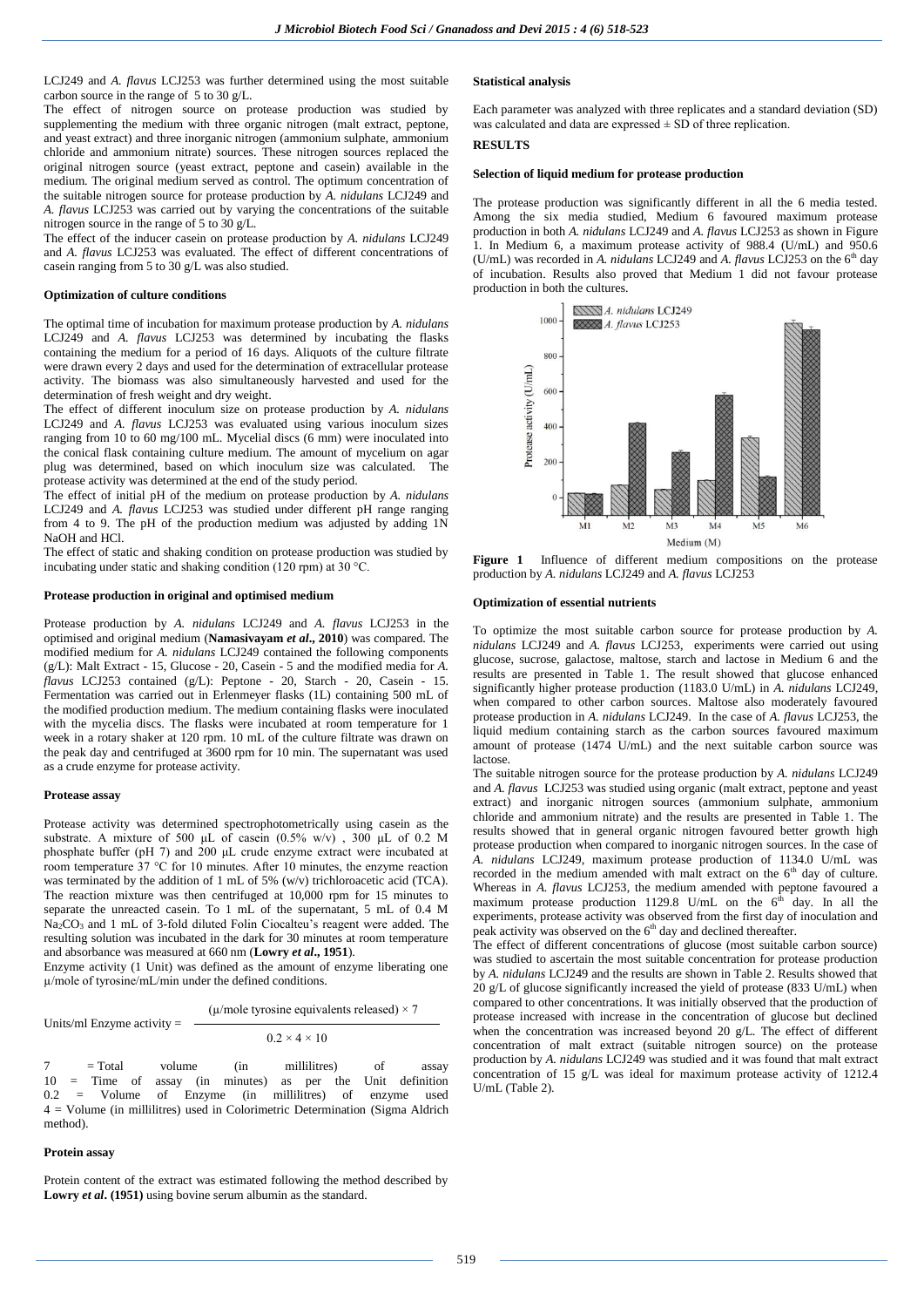LCJ249 and *A. flavus* LCJ253 was further determined using the most suitable carbon source in the range of 5 to 30 g/L.

The effect of nitrogen source on protease production was studied by supplementing the medium with three organic nitrogen (malt extract, peptone, and yeast extract) and three inorganic nitrogen (ammonium sulphate, ammonium chloride and ammonium nitrate) sources. These nitrogen sources replaced the original nitrogen source (yeast extract, peptone and casein) available in the medium. The original medium served as control. The optimum concentration of the suitable nitrogen source for protease production by *A. nidulans* LCJ249 and *A. flavus* LCJ253 was carried out by varying the concentrations of the suitable nitrogen source in the range of 5 to 30 g/L.

The effect of the inducer casein on protease production by *A. nidulans* LCJ249 and *A. flavus* LCJ253 was evaluated. The effect of different concentrations of casein ranging from 5 to 30 g/L was also studied.

#### Optimization of culture conditions

The optimal time of incubation for maximum protease production by *A. nidulans* LCJ249 and *A. flavus* LCJ253 was determined by incubating the flasks containing the medium for a period of 16 days. Aliquots of the culture filtrate were drawn every 2 days and used for the determination of extracellular protease activity. The biomass was also simultaneously harvested and used for the determination of fresh weight and dry weight.

The effect of different inoculum size on protease production by *A. nidulans* LCJ249 and *A. flavus* LCJ253 was evaluated using various inoculum sizes ranging from 10 to 60 mg/100 mL. Mycelial discs (6 mm) were inoculated into the conical flask containing culture medium. The amount of mycelium on agar plug was determined, based on which inoculum size was calculated. The protease activity was determined at the end of the study period.

The effect of initial pH of the medium on protease production by *A. nidulans* LCJ249 and *A. flavus* LCJ253 was studied under different pH range ranging from 4 to 9. The pH of the production medium was adjusted by adding 1N NaOH and HCl.

The effect of static and shaking condition on protease production was studied by incubating under static and shaking condition (120 rpm) at 30 °C.

#### Protease production in original and optimised medium

Protease production by *A. nidulans* LCJ249 and *A. flavus* LCJ253 in the optimised and original medium (**Namasivayam *et al*., 2010**) was compared. The modified medium for *A. nidulans* LCJ249 contained the following components (g/L): Malt Extract - 15, Glucose - 20, Casein - 5 and the modified media for *A. flavus* LCJ253 contained (g/L): Peptone - 20, Starch - 20, Casein - 15. Fermentation was carried out in Erlenmeyer flasks (1L) containing 500 mL of the modified production medium. The medium containing flasks were inoculated with the mycelia discs. The flasks were incubated at room temperature for 1 week in a rotary shaker at 120 rpm. 10 mL of the culture filtrate was drawn on the peak day and centrifuged at 3600 rpm for 10 min. The supernatant was used as a crude enzyme for protease activity.

#### Protease assay

Protease activity was determined spectrophotometrically using casein as the substrate. A mixture of 500 μL of casein (0.5% w/v) , 300 μL of 0.2 M phosphate buffer (pH 7) and 200 μL crude enzyme extract were incubated at room temperature 37 °C for 10 minutes. After 10 minutes, the enzyme reaction was terminated by the addition of 1 mL of 5% (w/v) trichloroacetic acid (TCA). The reaction mixture was then centrifuged at 10,000 rpm for 15 minutes to separate the unreacted casein. To 1 mL of the supernatant, 5 mL of 0.4 M $Na_2CO_3$ and 1 mL of 3-fold diluted Folin Ciocalteu's reagent were added. The resulting solution was incubated in the dark for 30 minutes at room temperature and absorbance was measured at 660 nm (**Lowry *et al*., 1951**).

Enzyme activity (1 Unit) was defined as the amount of enzyme liberating one μ/mole of tyrosine/mL/min under the defined conditions.

$$\text{Units/ml Enzyme activity} = \frac{(\mu\text{/mole tyrosine equivalents released}) \times 7}{0.2 \times 4 \times 10}$$

7 = Total volume (in millilitres) of assay
10 = Time of assay (in minutes) as per the Unit definition
0.2 = Volume of Enzyme (in millilitres) of enzyme used
4 = Volume (in millilitres) used in Colorimetric Determination (Sigma Aldrich method).

#### Protein assay

Protein content of the extract was estimated following the method described by **Lowry *et al*. (1951)** using bovine serum albumin as the standard.

#### Statistical analysis

Each parameter was analyzed with three replicates and a standard deviation (SD) was calculated and data are expressed ± SD of three replication.

### RESULTS

#### Selection of liquid medium for protease production

The protease production was significantly different in all the 6 media tested. Among the six media studied, Medium 6 favoured maximum protease production in both *A. nidulans* LCJ249 and *A. flavus* LCJ253 as shown in Figure 1. In Medium 6, a maximum protease activity of 988.4 (U/mL) and 950.6 (U/mL) was recorded in *A. nidulans* LCJ249 and *A. flavus* LCJ253 on the 6th day of incubation. Results also proved that Medium 1 did not favour protease production in both the cultures.

**Figure 1** Influence of different medium compositions on the protease production by *A. nidulans* LCJ249 and *A. flavus* LCJ253

#### Optimization of essential nutrients

To optimize the most suitable carbon source for protease production by *A. nidulans* LCJ249 and *A. flavus* LCJ253, experiments were carried out using glucose, sucrose, galactose, maltose, starch and lactose in Medium 6 and the results are presented in Table 1. The result showed that glucose enhanced significantly higher protease production (1183.0 U/mL) in *A. nidulans* LCJ249, when compared to other carbon sources. Maltose also moderately favoured protease production in *A. nidulans* LCJ249. In the case of *A. flavus* LCJ253, the liquid medium containing starch as the carbon sources favoured maximum amount of protease (1474 U/mL) and the next suitable carbon source was lactose.

The suitable nitrogen source for the protease production by *A. nidulans* LCJ249 and *A. flavus* LCJ253 was studied using organic (malt extract, peptone and yeast extract) and inorganic nitrogen sources (ammonium sulphate, ammonium chloride and ammonium nitrate) and the results are presented in Table 1. The results showed that in general organic nitrogen favoured better growth high protease production when compared to inorganic nitrogen sources. In the case of *A. nidulans* LCJ249, maximum protease production of 1134.0 U/mL was recorded in the medium amended with malt extract on the 6th day of culture. Whereas in *A. flavus* LCJ253, the medium amended with peptone favoured a maximum protease production 1129.8 U/mL on the 6th day. In all the experiments, protease activity was observed from the first day of inoculation and peak activity was observed on the 6th day and declined thereafter.

The effect of different concentrations of glucose (most suitable carbon source) was studied to ascertain the most suitable concentration for protease production by *A. nidulans* LCJ249 and the results are shown in Table 2. Results showed that 20 g/L of glucose significantly increased the yield of protease (833 U/mL) when compared to other concentrations. It was initially observed that the production of protease increased with increase in the concentration of glucose but declined when the concentration was increased beyond 20 g/L. The effect of different concentration of malt extract (suitable nitrogen source) on the protease production by *A. nidulans* LCJ249 was studied and it was found that malt extract concentration of 15 g/L was ideal for maximum protease activity of 1212.4 U/mL (Table 2).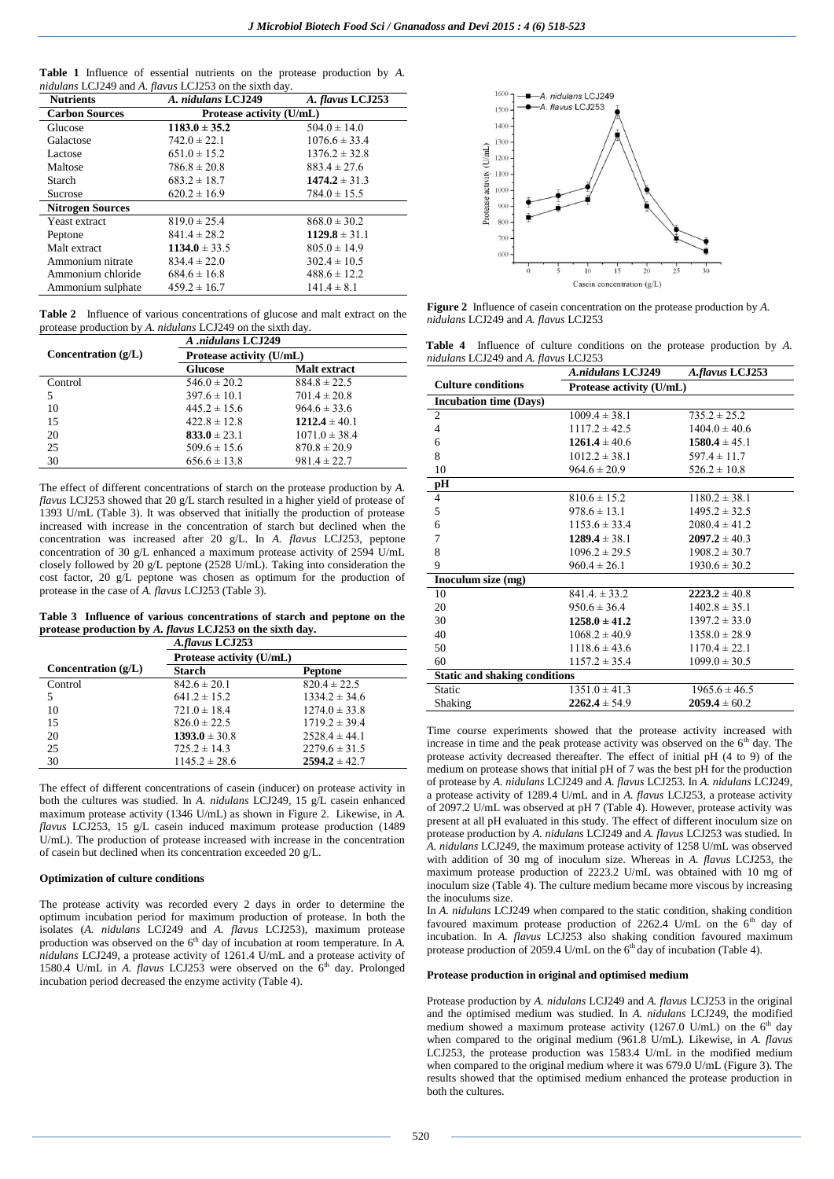**Table 1** Influence of essential nutrients on the protease production by *A. nidulans* LCJ249 and *A. flavus* LCJ253 on the sixth day.

| Nutrients | *A. nidulans* LCJ249 | *A. flavus* LCJ253 |
|---|---|---|
| **Carbon Sources** | **Protease activity (U/mL)** | |
| Glucose | **1183.0 ± 35.2** | 504.0 ± 14.0 |
| Galactose | 742.0 ± 22.1 | 1076.6 ± 33.4 |
| Lactose | 651.0 ± 15.2 | 1376.2 ± 32.8 |
| Maltose | 786.8 ± 20.8 | 883.4 ± 27.6 |
| Starch | 683.2 ± 18.7 | **1474.2** ± 31.3 |
| Sucrose | 620.2 ± 16.9 | 784.0 ± 15.5 |
| **Nitrogen Sources** | | |
| Yeast extract | 819.0 ± 25.4 | 868.0 ± 30.2 |
| Peptone | 841.4 ± 28.2 | **1129.8** ± 31.1 |
| Malt extract | **1134.0** ± 33.5 | 805.0 ± 14.9 |
| Ammonium nitrate | 834.4 ± 22.0 | 302.4 ± 10.5 |
| Ammonium chloride | 684.6 ± 16.8 | 488.6 ± 12.2 |
| Ammonium sulphate | 459.2 ± 16.7 | 141.4 ± 8.1 |

**Table 2** Influence of various concentrations of glucose and malt extract on the protease production by *A. nidulans* LCJ249 on the sixth day.

| Concentration (g/L) | *A .nidulans* LCJ249 | |
|---|---|---|
| | **Protease activity (U/mL)** | |
| | **Glucose** | **Malt extract** |
| Control | 546.0 ± 20.2 | 884.8 ± 22.5 |
| 5 | 397.6 ± 10.1 | 701.4 ± 20.8 |
| 10 | 445.2 ± 15.6 | 964.6 ± 33.6 |
| 15 | 422.8 ± 12.8 | **1212.4** ± 40.1 |
| 20 | **833.0** ± 23.1 | 1071.0 ± 38.4 |
| 25 | 509.6 ± 15.6 | 870.8 ± 20.9 |
| 30 | 656.6 ± 13.8 | 981.4 ± 22.7 |

The effect of different concentrations of starch on the protease production by *A. flavus* LCJ253 showed that 20 g/L starch resulted in a higher yield of protease of 1393 U/mL (Table 3). It was observed that initially the production of protease increased with increase in the concentration of starch but declined when the concentration was increased after 20 g/L. In *A. flavus* LCJ253, peptone concentration of 30 g/L enhanced a maximum protease activity of 2594 U/mL closely followed by 20 g/L peptone (2528 U/mL). Taking into consideration the cost factor, 20 g/L peptone was chosen as optimum for the production of protease in the case of *A. flavus* LCJ253 (Table 3).

**Table 3 Influence of various concentrations of starch and peptone on the protease production by *A. flavus* LCJ253 on the sixth day.**

| Concentration (g/L) | *A.flavus* LCJ253 | |
|---|---|---|
| | **Protease activity (U/mL)** | |
| | **Starch** | **Peptone** |
| Control | 842.6 ± 20.1 | 820.4 ± 22.5 |
| 5 | 641.2 ± 15.2 | 1334.2 ± 34.6 |
| 10 | 721.0 ± 18.4 | 1274.0 ± 33.8 |
| 15 | 826.0 ± 22.5 | 1719.2 ± 39.4 |
| 20 | **1393.0** ± 30.8 | 2528.4 ± 44.1 |
| 25 | 725.2 ± 14.3 | 2279.6 ± 31.5 |
| 30 | 1145.2 ± 28.6 | **2594.2** ± 42.7 |

The effect of different concentrations of casein (inducer) on protease activity in both the cultures was studied. In *A. nidulans* LCJ249, 15 g/L casein enhanced maximum protease activity (1346 U/mL) as shown in Figure 2. Likewise, in *A. flavus* LCJ253, 15 g/L casein induced maximum protease production (1489 U/mL). The production of protease increased with increase in the concentration of casein but declined when its concentration exceeded 20 g/L.

#### Optimization of culture conditions

The protease activity was recorded every 2 days in order to determine the optimum incubation period for maximum production of protease. In both the isolates (*A. nidulans* LCJ249 and *A. flavus* LCJ253), maximum protease production was observed on the 6th day of incubation at room temperature. In *A. nidulans* LCJ249, a protease activity of 1261.4 U/mL and a protease activity of 1580.4 U/mL in *A. flavus* LCJ253 were observed on the 6th day. Prolonged incubation period decreased the enzyme activity (Table 4).

**Figure 2** Influence of casein concentration on the protease production by *A. nidulans* LCJ249 and *A. flavus* LCJ253

**Table 4** Influence of culture conditions on the protease production by *A. nidulans* LCJ249 and *A. flavus* LCJ253

| Culture conditions | *A.nidulans* LCJ249 | *A.flavus* LCJ253 |
|---|---|---|
| | **Protease activity (U/mL)** | |
| **Incubation time (Days)** | | |
| 2 | 1009.4 ± 38.1 | 735.2 ± 25.2 |
| 4 | 1117.2 ± 42.5 | 1404.0 ± 40.6 |
| 6 | **1261.4** ± 40.6 | **1580.4** ± 45.1 |
| 8 | 1012.2 ± 38.1 | 597.4 ± 11.7 |
| 10 | 964.6 ± 20.9 | 526.2 ± 10.8 |
| **pH** | | |
| 4 | 810.6 ± 15.2 | 1180.2 ± 38.1 |
| 5 | 978.6 ± 13.1 | 1495.2 ± 32.5 |
| 6 | 1153.6 ± 33.4 | 2080.4 ± 41.2 |
| 7 | **1289.4** ± 38.1 | **2097.2** ± 40.3 |
| 8 | 1096.2 ± 29.5 | 1908.2 ± 30.7 |
| 9 | 960.4 ± 26.1 | 1930.6 ± 30.2 |
| **Inoculum size (mg)** | | |
| 10 | 841.4. ± 33.2 | **2223.2** ± 40.8 |
| 20 | 950.6 ± 36.4 | 1402.8 ± 35.1 |
| 30 | **1258.0 ± 41.2** | 1397.2 ± 33.0 |
| 40 | 1068.2 ± 40.9 | 1358.0 ± 28.9 |
| 50 | 1118.6 ± 43.6 | 1170.4 ± 22.1 |
| 60 | 1157.2 ± 35.4 | 1099.0 ± 30.5 |
| **Static and shaking conditions** | | |
| Static | 1351.0 ± 41.3 | 1965.6 ± 46.5 |
| Shaking | **2262.4** ± 54.9 | **2059.4** ± 60.2 |

Time course experiments showed that the protease activity increased with increase in time and the peak protease activity was observed on the 6th day. The protease activity decreased thereafter. The effect of initial pH (4 to 9) of the medium on protease shows that initial pH of 7 was the best pH for the production of protease by *A. nidulans* LCJ249 and *A. flavus* LCJ253. In *A. nidulans* LCJ249, a protease activity of 1289.4 U/mL and in *A. flavus* LCJ253, a protease activity of 2097.2 U/mL was observed at pH 7 (Table 4). However, protease activity was present at all pH evaluated in this study. The effect of different inoculum size on protease production by *A. nidulans* LCJ249 and *A. flavus* LCJ253 was studied. In *A. nidulans* LCJ249, the maximum protease activity of 1258 U/mL was observed with addition of 30 mg of inoculum size. Whereas in *A. flavus* LCJ253, the maximum protease production of 2223.2 U/mL was obtained with 10 mg of inoculum size (Table 4). The culture medium became more viscous by increasing the inoculums size.

In *A. nidulans* LCJ249 when compared to the static condition, shaking condition favoured maximum protease production of 2262.4 U/mL on the 6th day of incubation. In *A. flavus* LCJ253 also shaking condition favoured maximum protease production of 2059.4 U/mL on the 6th day of incubation (Table 4).

#### Protease production in original and optimised medium

Protease production by *A. nidulans* LCJ249 and *A. flavus* LCJ253 in the original and the optimised medium was studied. In *A. nidulans* LCJ249, the modified medium showed a maximum protease activity (1267.0 U/mL) on the 6th day when compared to the original medium (961.8 U/mL). Likewise, in *A. flavus* LCJ253, the protease production was 1583.4 U/mL in the modified medium when compared to the original medium where it was 679.0 U/mL (Figure 3). The results showed that the optimised medium enhanced the protease production in both the cultures.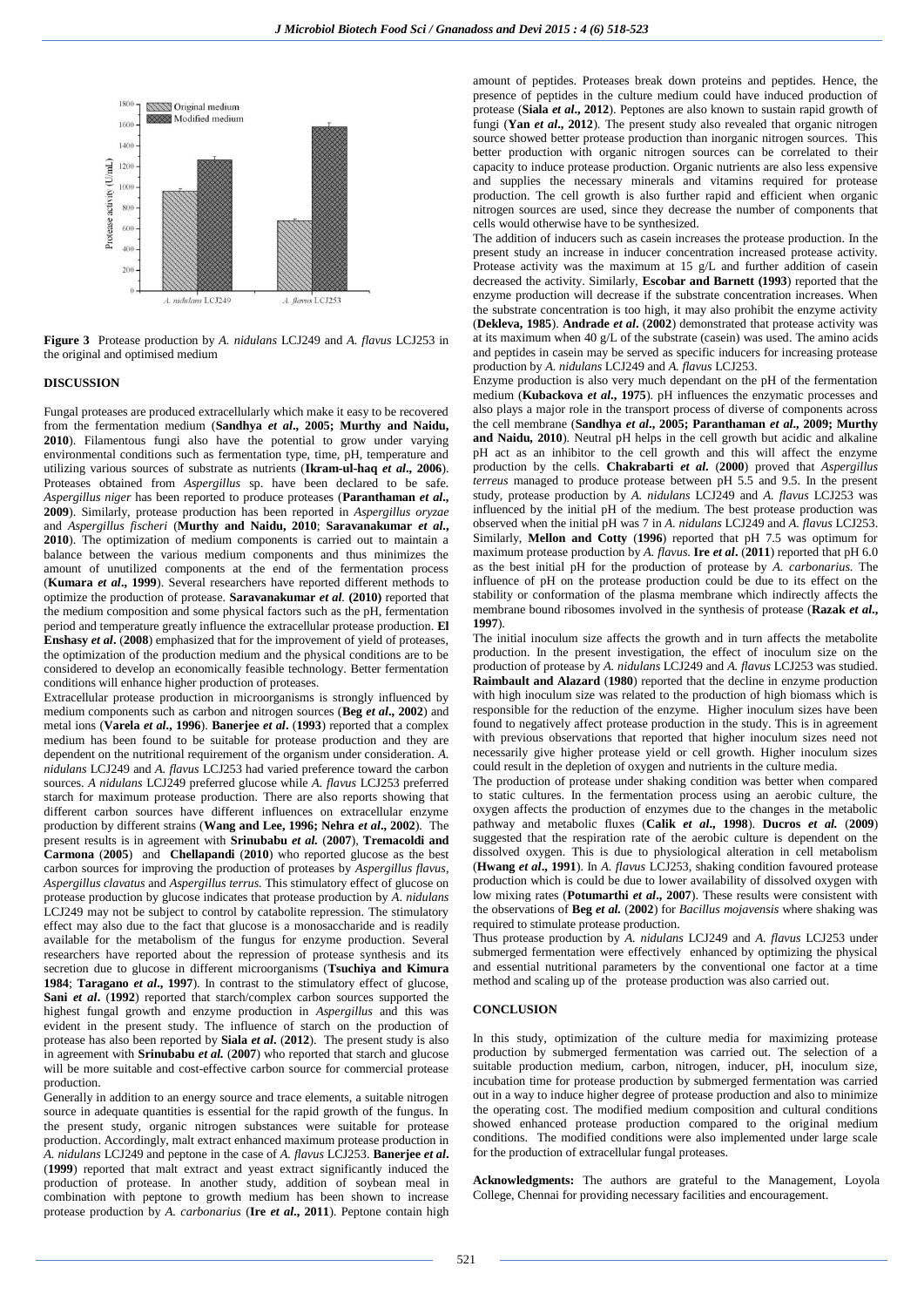**Figure 3** Protease production by *A. nidulans* LCJ249 and *A. flavus* LCJ253 in the original and optimised medium

## DISCUSSION

Fungal proteases are produced extracellularly which make it easy to be recovered from the fermentation medium (**Sandhya *et al*., 2005; Murthy and Naidu, 2010**). Filamentous fungi also have the potential to grow under varying environmental conditions such as fermentation type, time, pH, temperature and utilizing various sources of substrate as nutrients (**Ikram-ul-haq *et al*., 2006**). Proteases obtained from *Aspergillus* sp. have been declared to be safe. *Aspergillus niger* has been reported to produce proteases (**Paranthaman *et al*., 2009**). Similarly, protease production has been reported in *Aspergillus oryzae* and *Aspergillus fischeri* (**Murthy and Naidu, 2010**; **Saravanakumar *et al*., 2010**). The optimization of medium components is carried out to maintain a balance between the various medium components and thus minimizes the amount of unutilized components at the end of the fermentation process (**Kumara *et al*., 1999**). Several researchers have reported different methods to optimize the production of protease. **Saravanakumar *et al.* (2010)** reported that the medium composition and some physical factors such as the pH, fermentation period and temperature greatly influence the extracellular protease production. **El Enshasy *et al*. (2008)** emphasized that for the improvement of yield of proteases, the optimization of the production medium and the physical conditions are to be considered to develop an economically feasible technology. Better fermentation conditions will enhance higher production of proteases.

Extracellular protease production in microorganisms is strongly influenced by medium components such as carbon and nitrogen sources (**Beg *et al*., 2002**) and metal ions (**Varela *et al*., 1996**). **Banerjee *et al*. (1993)** reported that a complex medium has been found to be suitable for protease production and they are dependent on the nutritional requirement of the organism under consideration. *A. nidulans* LCJ249 and *A. flavus* LCJ253 had varied preference toward the carbon sources. *A nidulans* LCJ249 preferred glucose while *A. flavus* LCJ253 preferred starch for maximum protease production. There are also reports showing that different carbon sources have different influences on extracellular enzyme production by different strains (**Wang and Lee, 1996; Nehra *et al*., 2002**). The present results is in agreement with **Srinubabu *et al.* (2007)**, **Tremacoldi and Carmona (2005)** and **Chellapandi (2010)** who reported glucose as the best carbon sources for improving the production of proteases by *Aspergillus flavus, Aspergillus clavatus* and *Aspergillus terrus.* This stimulatory effect of glucose on protease production by glucose indicates that protease production by *A. nidulans* LCJ249 may not be subject to control by catabolite repression. The stimulatory effect may also due to the fact that glucose is a monosaccharide and is readily available for the metabolism of the fungus for enzyme production. Several researchers have reported about the repression of protease synthesis and its secretion due to glucose in different microorganisms (**Tsuchiya and Kimura 1984**; **Taragano *et al*., 1997**). In contrast to the stimulatory effect of glucose, **Sani *et al*. (1992)** reported that starch/complex carbon sources supported the highest fungal growth and enzyme production in *Aspergillus* and this was evident in the present study. The influence of starch on the production of protease has also been reported by **Siala *et al*. (2012)**. The present study is also in agreement with **Srinubabu *et al.* (2007)** who reported that starch and glucose will be more suitable and cost-effective carbon source for commercial protease production.

Generally in addition to an energy source and trace elements, a suitable nitrogen source in adequate quantities is essential for the rapid growth of the fungus. In the present study, organic nitrogen substances were suitable for protease production. Accordingly, malt extract enhanced maximum protease production in *A. nidulans* LCJ249 and peptone in the case of *A. flavus* LCJ253. **Banerjee *et al*. (1999)** reported that malt extract and yeast extract significantly induced the production of protease. In another study, addition of soybean meal in combination with peptone to growth medium has been shown to increase protease production by *A. carbonarius* (**Ire *et al*., 2011**). Peptone contain high amount of peptides. Proteases break down proteins and peptides. Hence, the presence of peptides in the culture medium could have induced production of protease (**Siala *et al*., 2012**). Peptones are also known to sustain rapid growth of fungi (**Yan *et al*., 2012**). The present study also revealed that organic nitrogen source showed better protease production than inorganic nitrogen sources. This better production with organic nitrogen sources can be correlated to their capacity to induce protease production. Organic nutrients are also less expensive and supplies the necessary minerals and vitamins required for protease production. The cell growth is also further rapid and efficient when organic nitrogen sources are used, since they decrease the number of components that cells would otherwise have to be synthesized.

The addition of inducers such as casein increases the protease production. In the present study an increase in inducer concentration increased protease activity. Protease activity was the maximum at 15 g/L and further addition of casein decreased the activity. Similarly, **Escobar and Barnett (1993)** reported that the enzyme production will decrease if the substrate concentration increases. When the substrate concentration is too high, it may also prohibit the enzyme activity (**Dekleva, 1985**). **Andrade *et al*. (2002)** demonstrated that protease activity was at its maximum when 40 g/L of the substrate (casein) was used. The amino acids and peptides in casein may be served as specific inducers for increasing protease production by *A. nidulans* LCJ249 and *A. flavus* LCJ253.

Enzyme production is also very much dependant on the pH of the fermentation medium (**Kubackova *et al*., 1975**). pH influences the enzymatic processes and also plays a major role in the transport process of diverse of components across the cell membrane (**Sandhya *et al*., 2005; Paranthaman *et al*., 2009; Murthy and Naidu, 2010**). Neutral pH helps in the cell growth but acidic and alkaline pH act as an inhibitor to the cell growth and this will affect the enzyme production by the cells. **Chakrabarti *et al*. (2000)** proved that *Aspergillus terreus* managed to produce protease between pH 5.5 and 9.5. In the present study, protease production by *A. nidulans* LCJ249 and *A. flavus* LCJ253 was influenced by the initial pH of the medium. The best protease production was observed when the initial pH was 7 in *A. nidulans* LCJ249 and *A. flavus* LCJ253. Similarly, **Mellon and Cotty (1996)** reported that pH 7.5 was optimum for maximum protease production by *A. flavus.* **Ire *et al*. (2011)** reported that pH 6.0 as the best initial pH for the production of protease by *A. carbonarius.* The influence of pH on the protease production could be due to its effect on the stability or conformation of the plasma membrane which indirectly affects the membrane bound ribosomes involved in the synthesis of protease (**Razak *et al*., 1997**).

The initial inoculum size affects the growth and in turn affects the metabolite production. In the present investigation, the effect of inoculum size on the production of protease by *A. nidulans* LCJ249 and *A. flavus* LCJ253 was studied. **Raimbault and Alazard (1980)** reported that the decline in enzyme production with high inoculum size was related to the production of high biomass which is responsible for the reduction of the enzyme. Higher inoculum sizes have been found to negatively affect protease production in the study. This is in agreement with previous observations that reported that higher inoculum sizes need not necessarily give higher protease yield or cell growth. Higher inoculum sizes could result in the depletion of oxygen and nutrients in the culture media.

The production of protease under shaking condition was better when compared to static cultures. In the fermentation process using an aerobic culture, the oxygen affects the production of enzymes due to the changes in the metabolic pathway and metabolic fluxes (**Calik *et al*., 1998**). **Ducros *et al.* (2009)** suggested that the respiration rate of the aerobic culture is dependent on the dissolved oxygen. This is due to physiological alteration in cell metabolism (**Hwang *et al*., 1991**). In *A. flavus* LCJ253, shaking condition favoured protease production which is could be due to lower availability of dissolved oxygen with low mixing rates (**Potumarthi *et al*., 2007**). These results were consistent with the observations of **Beg *et al.* (2002)** for *Bacillus mojavensis* where shaking was required to stimulate protease production.

Thus protease production by *A. nidulans* LCJ249 and *A. flavus* LCJ253 under submerged fermentation were effectively enhanced by optimizing the physical and essential nutritional parameters by the conventional one factor at a time method and scaling up of the protease production was also carried out.

## CONCLUSION

In this study, optimization of the culture media for maximizing protease production by submerged fermentation was carried out. The selection of a suitable production medium, carbon, nitrogen, inducer, pH, inoculum size, incubation time for protease production by submerged fermentation was carried out in a way to induce higher degree of protease production and also to minimize the operating cost. The modified medium composition and cultural conditions showed enhanced protease production compared to the original medium conditions. The modified conditions were also implemented under large scale for the production of extracellular fungal proteases.

**Acknowledgments:** The authors are grateful to the Management, Loyola College, Chennai for providing necessary facilities and encouragement.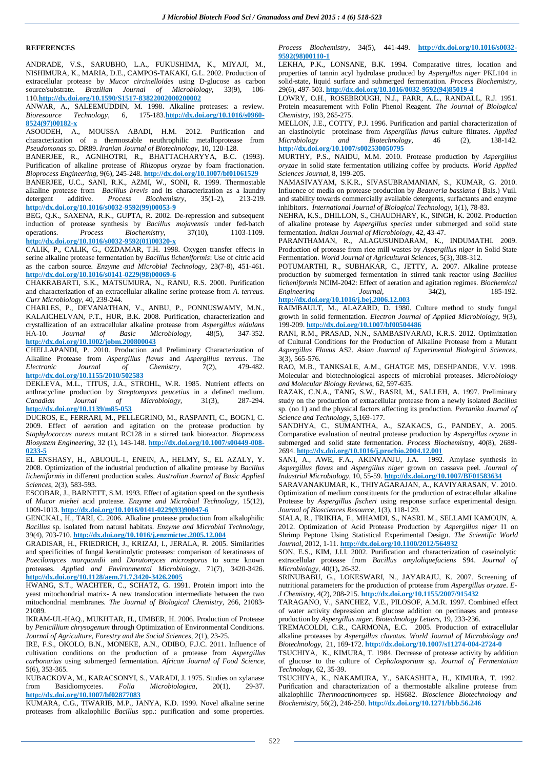## REFERENCES

ANDRADE, V.S., SARUBHO, L.A., FUKUSHIMA, K., MIYAJI, M., NISHIMURA, K., MARIA, D.E., CAMPOS-TAKAKI, G.L. 2002. Production of extracellular protease by *Mucor circinelloides* using D-glucose as carbon source/substrate. *Brazilian Journal of Microbiology*, 33(9), 106-110.http://dx.doi.org/10.1590/S1517-83822002000200002

ANWAR, A., SALEEMUDDIN, M. 1998. Alkaline proteases: a review. *Bioresource Technology*, 6, 175-183.http://dx.doi.org/10.1016/s0960-8524(97)00182-x

ASOODEH, A., MOUSSA ABADI, H.M. 2012. Purification and characterization of a thermostable neuthrophilic metalloprotease from *Pseudomonas* sp. DR89. *Iranian Journal of Biotechnology*, 10, 120-128.

BANERJEE, R., AGNIHOTRI, R., BHATTACHARYYA, B.C. (1993). Purification of alkaline protease of *Rhizopus oryzae* by foam fractionation. *Bioprocess Engineering*, 9(6), 245-248. http://dx.doi.org/10.1007/bf01061529

BANERJEE, U.C., SANI, R.K., AZMI, W., SONI, R. 1999. Thermostable alkaline protease from *Bacillus brevis* and its characterization as a laundry detergent additive. *Process Biochemistry*, 35(1-2), 213-219. http://dx.doi.org/10.1016/s0032-9592(99)00053-9

BEG, Q.K., SAXENA, R.K., GUPTA, R. 2002. De-repression and subsequent induction of protease synthesis by *Bacillus mojavensis* under fed-batch operations. *Process Biochemistry*, 37(10), 1103-1109. http://dx.doi.org/10.1016/s0032-9592(01)00320-x

CALIK, P., CALIK, G., OZDAMAR, T.H. 1998. Oxygen transfer effects in serine alkaline protease fermentation by *Bacillus licheniformis*: Use of citric acid as the carbon source. *Enzyme and Microbial Technology*, 23(7-8), 451-461. http://dx.doi.org/10.1016/s0141-0229(98)00069-6

CHAKRABARTI, S.K., MATSUMURA, N., RANU, R.S. 2000. Purification and characterization of an extracellular alkaline serine protease from *A. terreus. Curr Microbiology*, 40, 239-244.

CHARLES, P., DEVANATHAN, V., ANBU, P., PONNUSWAMY, M.N., KALAICHELVAN, P.T., HUR, B.K. 2008. Purification, characterization and crystallization of an extracellular alkaline protease from *Aspergillus nidulans* HA-10. *Journal of Basic Microbiology*, 48(5), 347-352. http://dx.doi.org/10.1002/jobm.200800043

CHELLAPANDI, P. 2010. Production and Preliminary Characterization of Alkaline Protease from *Aspergillus flavus* and *Aspergillus terreus*. The *Electronic Journal of Chemistry*, 7(2), 479-482. http://dx.doi.org/10.1155/2010/502583

DEKLEVA, M.L., TITUS, J.A., STROHL, W.R. 1985. Nutrient effects on anthracycline production by *Streptomyces peucetius* in a defined medium. *Canadian Journal of Microbiology*, 31(3), 287-294. http://dx.doi.org/10.1139/m85-053

DUCROS, E., FERRARI, M., PELLEGRINO, M., RASPANTI, C., BOGNI, C. 2009. Effect of aeration and agitation on the protease production by *Staphylococcus aureus* mutant RC128 in a stirred tank bioreactor. *Bioprocess Biosystem Engineering*, 32 (1), 143-148. http://dx.doi.org/10.1007/s00449-008-0233-5

EL ENSHASY, H., ABUOUL-L, ENEIN, A., HELMY, S., EL AZALY, Y. 2008. Optimization of the industrial production of alkaline protease by *Bacillus licheniformis* in different production scales. *Australian Journal of Basic Applied Sciences*, 2(3), 583-593.

ESCOBAR, J., BARNETT, S.M. 1993. Effect of agitation speed on the synthesis of *Mucor miehei* acid protease. *Enzyme and Microbial Technology*, 15(12), 1009-1013. http://dx.doi.org/10.1016/0141-0229(93)90047-6

GENCKAL, H., TARI, C. 2006. Alkaline protease production from alkalophilic *Bacillus* sp. isolated from natural habitats. *Enzyme and Microbial Technology*, 39(4), 703-710. http://dx.doi.org/10.1016/j.enzmictec.2005.12.004

GRADISAR, H., FRIEDRICH, J., KRIZAJ, I., JERALA, R. 2005. Similarities and specificities of fungal keratinolytic proteases: comparison of keratinases of *Paecilomyces marquandii* and *Doratomyces microsporus* to some known proteases. *Applied and Environmental Microbiology*, 71(7), 3420-3426. http://dx.doi.org/10.1128/aem.71.7.3420-3426.2005

HWANG, S.T., WACHTER, C., SCHATZ, G. 1991. Protein import into the yeast mitochondrial matrix- A new translocation intermediate between the two mitochondrial membranes. *The Journal of Biological Chemistry*, 266, 21083-21089.

IKRAM-UL-HAQ., MUKHTAR, H., UMBER, H. 2006. Production of Protease by *Penicillium chrysogenum* through Optimization of Environmental Conditions. *Journal of Agriculture, Forestry and the Social Sciences*, 2(1), 23-25.

IRE, F.S., OKOLO, B.N., MONEKE, A.N., ODIBO, F.J.C. 2011. Influence of cultivation conditions on the production of a protease from *Aspergillus carbonarius* using submerged fermentation. *African Journal of Food Science*, 5(6), 353-365.

KUBACKOVA, M., KARACSONYI, S., VARADI, J. 1975. Studies on xylanase from Basidiomycetes. *Folia Microbiologica*, 20(1), 29-37. http://dx.doi.org/10.1007/bf02877083

KUMARA, C.G., TIWARIB, M.P., JANYA, K.D. 1999. Novel alkaline serine proteases from alkalophilic *Bacillus* spp.: purification and some properties. *Process Biochemistry*, 34(5), 441-449. http://dx.doi.org/10.1016/s0032-9592(98)00110-1

LEKHA, P.K., LONSANE, B.K. 1994. Comparative titres, location and properties of tannin acyl hydrolase produced by *Aspergillus niger* PKL104 in solid-state, liquid surface and submerged fermentation. *Process Biochemistry*, 29(6), 497-503. http://dx.doi.org/10.1016/0032-9592(94)85019-4

LOWRY, O.H., ROSEBROUGH, N.J., FARR, A.L., RANDALL, R.J. 1951. Protein measurement with Folin Phenol Reagent. *The Journal of Biological Chemistry*, 193, 265-275.

MELLON, J.E., COTTY, P.J. 1996. Purification and partial characterization of an elastinolytic proteinase from *Aspergillus flavus* culture filtrates. *Applied Microbiology and Biotechnology*, 46 (2), 138-142. http://dx.doi.org/10.1007/s002530050795

MURTHY, P.S., NAIDU, M.M. 2010. Protease production by *Aspergillus oryzae* in solid state fermentation utilizing coffee by products. *World Applied Sciences Journal*, 8, 199-205.

NAMASIVAYAM, S.K.R., SIVASUBRAMANIAN, S., KUMAR, G. 2010. Influence of media on protease production by *Beauveria bassiana* ( Bals.) Vuil. and stability towards commercially available detergents, surfactants and enzyme inhibitors. *International Journal of Biological Technology*, 1(1), 78-83.

NEHRA, K.S., DHILLON, S., CHAUDHARY, K., SINGH, K. 2002. Production of alkaline protease by *Aspergillus species* under submerged and solid state fermentation. *Indian Journal of Microbiology*, 42, 43-47.

PARANTHAMAN, R., ALAGUSUNDARAM, K., INDUMATHI. 2009. Production of protease from rice mill wastes by *Aspergillus niger* in Solid State Fermentation. *World Journal of Agricultural Sciences*, 5(3), 308-312.

POTUMARTHI, R., SUBHAKAR, C., JETTY, A. 2007. Alkaline protease production by submerged fermentation in stirred tank reactor using *Bacillus licheniformis* NCIM-2042: Effect of aeration and agitation regimes. *Biochemical Engineering Journal*, 34(2), 185-192. http://dx.doi.org/10.1016/j.bej.2006.12.003

RAIMBAULT, M., ALAZARD, D. 1980. Culture method to study fungal growth in solid fermentation. *Electron Journal of Applied Microbiology*, 9(3), 199-209. http://dx.doi.org/10.1007/bf00504486

RANI, R.M., PRASAD, N.N., SAMBASIVARAO, K.R.S. 2012. Optimization of Cultural Conditions for the Production of Alkaline Protease from a Mutant *Aspergillus flavus* AS2. *Asian Journal of Experimental Biological Sciences*, 3(3), 565-576.

RAO, M.B., TANKSALE, A.M., GHATGE MS, DESHPANDE, V.V. 1998. Molecular and biotechnological aspects of microbial proteases. *Microbiology and Molecular Biology Reviews*, 62, 597-635.

RAZAK, C.N.A., TANG, S.W., BASRI, M., SALLEH, A. 1997. Preliminary study on the production of extracellular protease from a newly isolated *Bacillus* sp. (no 1) and the physical factors affecting its production. *Pertanika Journal of Science and Technology*, 5,169-177.

SANDHYA, C., SUMANTHA, A., SZAKACS, G., PANDEY, A. 2005. Comparative evaluation of neutral protease production by *Aspergillus oryzae* in submerged and solid state fermentation. *Process Biochemistry*, 40(8), 2689-2694. http://dx.doi.org/10.1016/j.procbio.2004.12.001

SANI, A., AWE, F.A., AKINYANJU, J.A. 1992. Amylase synthesis in *Aspergillus flavus* and *Aspergillus niger* grown on cassava peel. *Journal of Industrial Microbiology*, 10, 55-59. http://dx.doi.org/10.1007/BF01583634

SARAVANAKUMAR, K., THIYAGARAJAN, A., KAVIYARASAN, V. 2010. Optimization of medium constituents for the production of extracellular alkaline Protease by *Aspergillus fischeri* using response surface experimental design. *Journal of Biosciences Resource*, 1(3), 118-129.

SIALA, R., FRIKHA, F., MHAMDI, S., NASRI. M., SELLAMI KAMOUN, A. 2012. Optimization of Acid Protease Production by *Aspergillus niger* I1 on Shrimp Peptone Using Statistical Experimental Design. *The Scientific World Journal*, 2012, 1-11. http://dx.doi.org/10.1100/2012/564932

SON, E.S., KIM, J.I.I. 2002. Purification and characterization of caseinolytic extracellular protease from *Bacillus amyloliquefaciens* S94. *Journal of Microbiology*, 40(1)**,** 26-32.

SRINUBABU, G., LOKESWARI, N., JAYARAJU, K. 2007. Screening of nutritional parameters for the production of protease from *Aspergillus oryzae*. *E-J Chemistry*, 4(2), 208-215. http://dx.doi.org/10.1155/2007/915432

TARAGANO, V., SANCHEZ, V.E., PILOSOF, A.M.R. 1997. Combined effect of water activity depression and glucose addition on pectinases and protease production by *Aspergillus niger*. *Biotechnology Letters*, 19, 233-236.

TREMACOLDI, C.R., CARMONA, E.C. 2005. Production of extracellular alkaline proteases by *Aspergillus clavatus*. *World Journal of Microbiology and Biotechnology*, 21, 169-172. http://dx.doi.org/10.1007/s11274-004-2724-0

TSUCHIYA, K., KIMURA, T. 1984. Decrease of protease activity by addition of glucose to the culture of *Cephalosporium* sp. *Journal of Fermentation Technology*, 62, 35-39.

TSUCHIYA, K., NAKAMURA, Y., SAKASHITA, H., KIMURA, T. 1992. Purification and characterization of a thermostable alkaline protease from alkalophilic *Thermoactinomyces* sp. HS682. *Bioscience Biotechnology and Biochemistry*, 56(2), 246-250. http://dx.doi.org/10.1271/bbb.56.246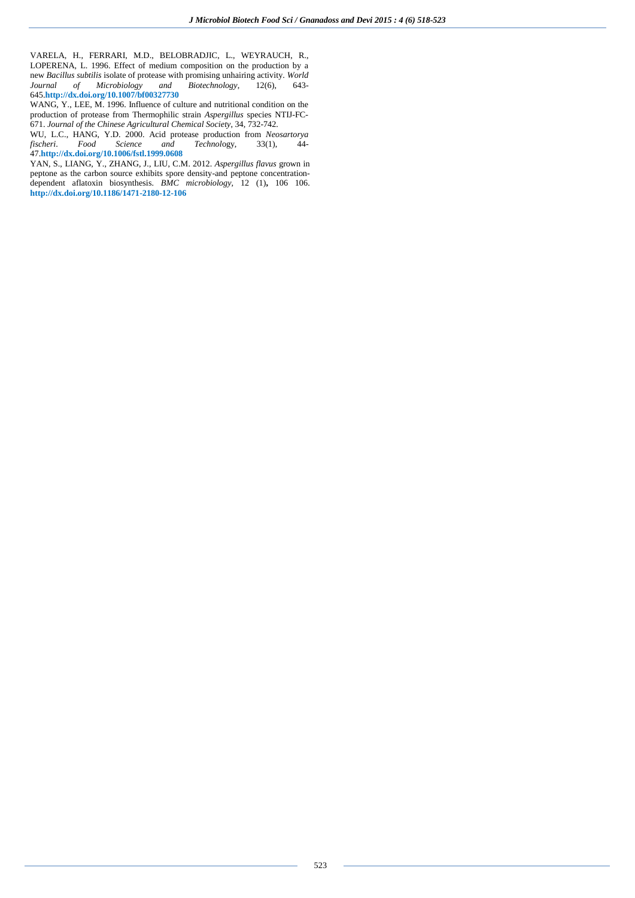VARELA, H., FERRARI, M.D., BELOBRADJIC, L., WEYRAUCH, R., LOPERENA, L. 1996. Effect of medium composition on the production by a new *Bacillus subtilis* isolate of protease with promising unhairing activity. *World Journal of Microbiology and Biotechnology*, 12(6), 643-645.**http://dx.doi.org/10.1007/bf00327730**

WANG, Y., LEE, M. 1996. Influence of culture and nutritional condition on the production of protease from Thermophilic strain *Aspergillus* species NTIJ-FC-671. *Journal of the Chinese Agricultural Chemical Society*, 34, 732-742.

WU, L.C., HANG, Y.D. 2000. Acid protease production from *Neosartorya fischeri*. *Food Science and Technology*, 33(1), 44-47.**http://dx.doi.org/10.1006/fstl.1999.0608**

YAN, S., LIANG, Y., ZHANG, J., LIU, C.M. 2012. *Aspergillus flavus* grown in peptone as the carbon source exhibits spore density-and peptone concentration-dependent aflatoxin biosynthesis. *BMC microbiology*, 12 (1)**,** 106 106. **http://dx.doi.org/10.1186/1471-2180-12-106**